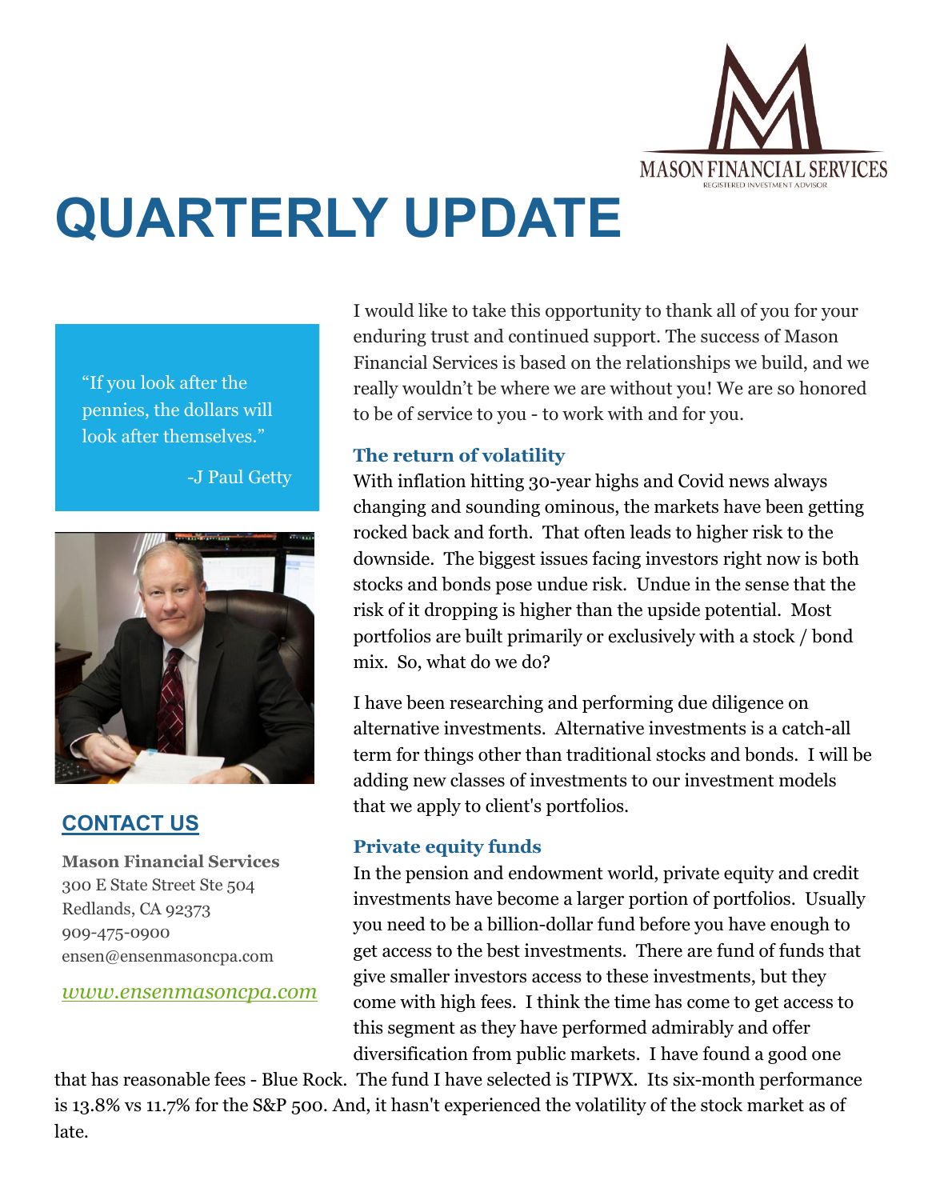MASON FINANCIAL SERVICES

REGISTERED INVESTMENT ADVISOR

# QUARTERLY UPDATE

"If you look after the pennies, the dollars will look after themselves."

-J Paul Getty

## CONTACT US

**Mason Financial Services**
300 E State Street Ste 504
Redlands, CA 92373
909-475-0900
ensen@ensenmasoncpa.com

*www.ensenmasoncpa.com*

I would like to take this opportunity to thank all of you for your enduring trust and continued support. The success of Mason Financial Services is based on the relationships we build, and we really wouldn't be where we are without you! We are so honored to be of service to you - to work with and for you.

### The return of volatility

With inflation hitting 30-year highs and Covid news always changing and sounding ominous, the markets have been getting rocked back and forth. That often leads to higher risk to the downside. The biggest issues facing investors right now is both stocks and bonds pose undue risk. Undue in the sense that the risk of it dropping is higher than the upside potential. Most portfolios are built primarily or exclusively with a stock / bond mix. So, what do we do?

I have been researching and performing due diligence on alternative investments. Alternative investments is a catch-all term for things other than traditional stocks and bonds. I will be adding new classes of investments to our investment models that we apply to client's portfolios.

### Private equity funds

In the pension and endowment world, private equity and credit investments have become a larger portion of portfolios. Usually you need to be a billion-dollar fund before you have enough to get access to the best investments. There are fund of funds that give smaller investors access to these investments, but they come with high fees. I think the time has come to get access to this segment as they have performed admirably and offer diversification from public markets. I have found a good one that has reasonable fees - Blue Rock. The fund I have selected is TIPWX. Its six-month performance is 13.8% vs 11.7% for the S&P 500. And, it hasn't experienced the volatility of the stock market as of late.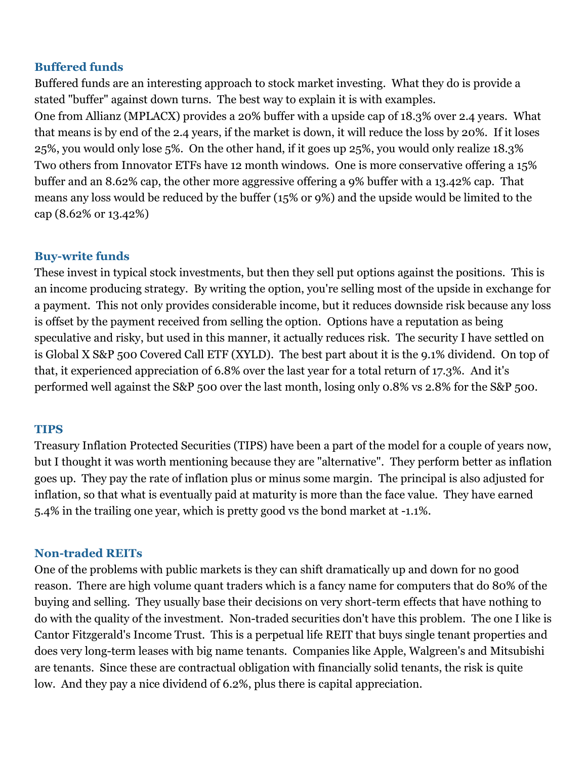### Buffered funds

Buffered funds are an interesting approach to stock market investing. What they do is provide a stated "buffer" against down turns. The best way to explain it is with examples.
One from Allianz (MPLACX) provides a 20% buffer with a upside cap of 18.3% over 2.4 years. What that means is by end of the 2.4 years, if the market is down, it will reduce the loss by 20%. If it loses 25%, you would only lose 5%. On the other hand, if it goes up 25%, you would only realize 18.3%
Two others from Innovator ETFs have 12 month windows. One is more conservative offering a 15% buffer and an 8.62% cap, the other more aggressive offering a 9% buffer with a 13.42% cap. That means any loss would be reduced by the buffer (15% or 9%) and the upside would be limited to the cap (8.62% or 13.42%)

### Buy-write funds

These invest in typical stock investments, but then they sell put options against the positions. This is an income producing strategy. By writing the option, you're selling most of the upside in exchange for a payment. This not only provides considerable income, but it reduces downside risk because any loss is offset by the payment received from selling the option. Options have a reputation as being speculative and risky, but used in this manner, it actually reduces risk. The security I have settled on is Global X S&P 500 Covered Call ETF (XYLD). The best part about it is the 9.1% dividend. On top of that, it experienced appreciation of 6.8% over the last year for a total return of 17.3%. And it's performed well against the S&P 500 over the last month, losing only 0.8% vs 2.8% for the S&P 500.

### TIPS

Treasury Inflation Protected Securities (TIPS) have been a part of the model for a couple of years now, but I thought it was worth mentioning because they are "alternative". They perform better as inflation goes up. They pay the rate of inflation plus or minus some margin. The principal is also adjusted for inflation, so that what is eventually paid at maturity is more than the face value. They have earned 5.4% in the trailing one year, which is pretty good vs the bond market at -1.1%.

### Non-traded REITs

One of the problems with public markets is they can shift dramatically up and down for no good reason. There are high volume quant traders which is a fancy name for computers that do 80% of the buying and selling. They usually base their decisions on very short-term effects that have nothing to do with the quality of the investment. Non-traded securities don't have this problem. The one I like is Cantor Fitzgerald's Income Trust. This is a perpetual life REIT that buys single tenant properties and does very long-term leases with big name tenants. Companies like Apple, Walgreen's and Mitsubishi are tenants. Since these are contractual obligation with financially solid tenants, the risk is quite low. And they pay a nice dividend of 6.2%, plus there is capital appreciation.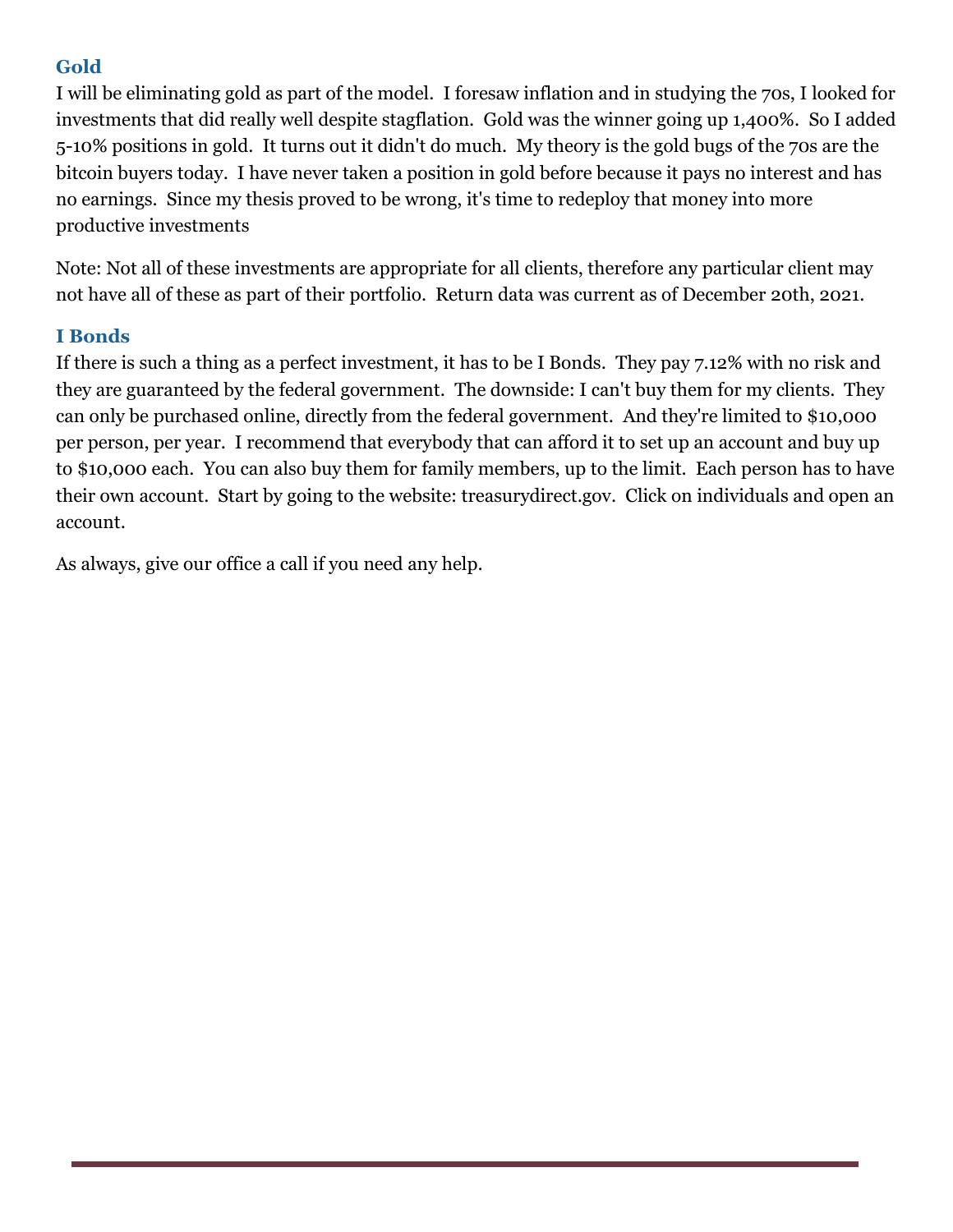### Gold

I will be eliminating gold as part of the model. I foresaw inflation and in studying the 70s, I looked for investments that did really well despite stagflation. Gold was the winner going up 1,400%. So I added 5-10% positions in gold. It turns out it didn't do much. My theory is the gold bugs of the 70s are the bitcoin buyers today. I have never taken a position in gold before because it pays no interest and has no earnings. Since my thesis proved to be wrong, it's time to redeploy that money into more productive investments

Note: Not all of these investments are appropriate for all clients, therefore any particular client may not have all of these as part of their portfolio. Return data was current as of December 20th, 2021.

### I Bonds

If there is such a thing as a perfect investment, it has to be I Bonds. They pay 7.12% with no risk and they are guaranteed by the federal government. The downside: I can't buy them for my clients. They can only be purchased online, directly from the federal government. And they're limited to $10,000 per person, per year. I recommend that everybody that can afford it to set up an account and buy up to $10,000 each. You can also buy them for family members, up to the limit. Each person has to have their own account. Start by going to the website: treasurydirect.gov. Click on individuals and open an account.

As always, give our office a call if you need any help.